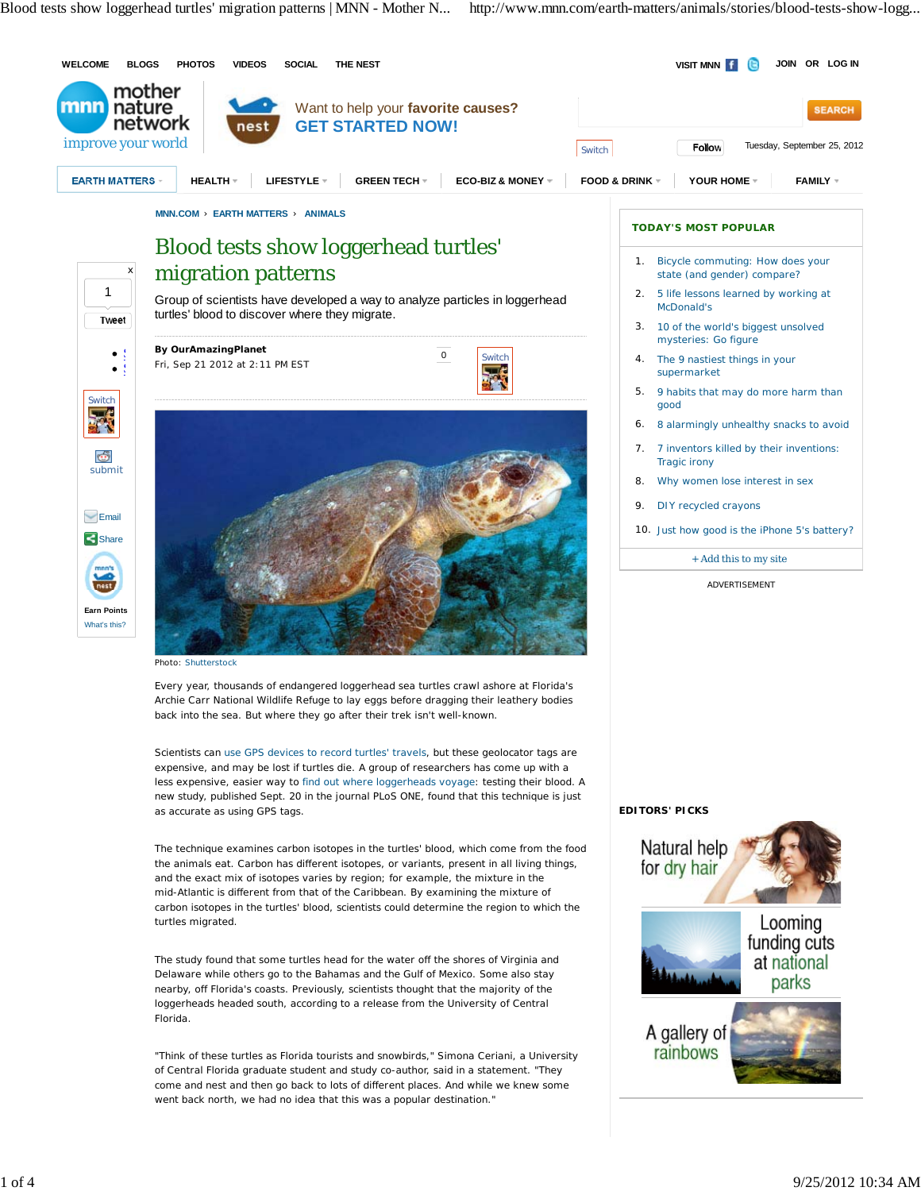MNN.COM › EARTH MATTERS › ANIMALS

# Blood tests show loggerhead turtles' migration patterns

Group of scientists have developed a way to analyze particles in loggerhead turtles' blood to discover where they migrate.

**By OurAmazingPlanet**
Fri, Sep 21 2012 at 2:11 PM EST

Photo: Shutterstock

Every year, thousands of endangered loggerhead sea turtles crawl ashore at Florida's Archie Carr National Wildlife Refuge to lay eggs before dragging their leathery bodies back into the sea. But where they go after their trek isn't well-known.

Scientists can use GPS devices to record turtles' travels, but these geolocator tags are expensive, and may be lost if turtles die. A group of researchers has come up with a less expensive, easier way to find out where loggerheads voyage: testing their blood. A new study, published Sept. 20 in the journal PLoS ONE, found that this technique is just as accurate as using GPS tags.

The technique examines carbon isotopes in the turtles' blood, which come from the food the animals eat. Carbon has different isotopes, or variants, present in all living things, and the exact mix of isotopes varies by region; for example, the mixture in the mid-Atlantic is different from that of the Caribbean. By examining the mixture of carbon isotopes in the turtles' blood, scientists could determine the region to which the turtles migrated.

The study found that some turtles head for the water off the shores of Virginia and Delaware while others go to the Bahamas and the Gulf of Mexico. Some also stay nearby, off Florida's coasts. Previously, scientists thought that the majority of the loggerheads headed south, according to a release from the University of Central Florida.

"Think of these turtles as Florida tourists and snowbirds," Simona Ceriani, a University of Central Florida graduate student and study co-author, said in a statement. "They come and nest and then go back to lots of different places. And while we knew some went back north, we had no idea that this was a popular destination."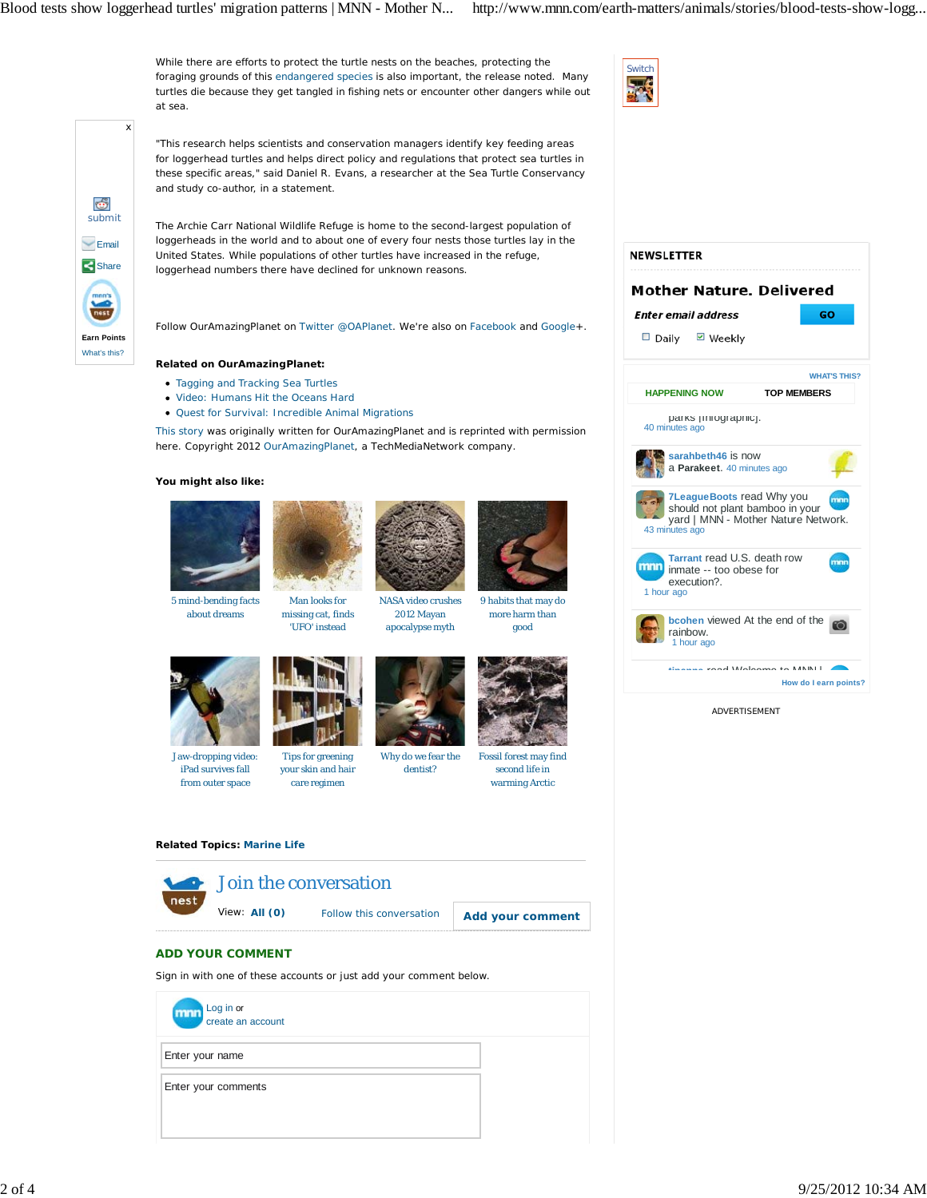While there are efforts to protect the turtle nests on the beaches, protecting the foraging grounds of this endangered species is also important, the release noted. Many turtles die because they get tangled in fishing nets or encounter other dangers while out at sea.

"This research helps scientists and conservation managers identify key feeding areas for loggerhead turtles and helps direct policy and regulations that protect sea turtles in these specific areas," said Daniel R. Evans, a researcher at the Sea Turtle Conservancy and study co-author, in a statement.

The Archie Carr National Wildlife Refuge is home to the second-largest population of loggerheads in the world and to about one of every four nests those turtles lay in the United States. While populations of other turtles have increased in the refuge, loggerhead numbers there have declined for unknown reasons.

Follow OurAmazingPlanet on Twitter @OAPlanet. We're also on Facebook and Google+.

**Related on OurAmazingPlanet:**

- Tagging and Tracking Sea Turtles
- Video: Humans Hit the Oceans Hard
- Quest for Survival: Incredible Animal Migrations

This story was originally written for OurAmazingPlanet and is reprinted with permission here. Copyright 2012 OurAmazingPlanet, a TechMediaNetwork company.

**You might also like:**

- 5 mind-bending facts about dreams
- Man looks for missing cat, finds 'UFO' instead
- NASA video crushes 2012 Mayan apocalypse myth
- 9 habits that may do more harm than good
- Jaw-dropping video: iPad survives fall from outer space
- Tips for greening your skin and hair care regimen
- Why do we fear the dentist?
- Fossil forest may find second life in warming Arctic

**Related Topics:** Marine Life

## Join the conversation

View: All (0) Follow this conversation Add your comment

## ADD YOUR COMMENT

Sign in with one of these accounts or just add your comment below.

Log in or create an account

Enter your name

Enter your comments